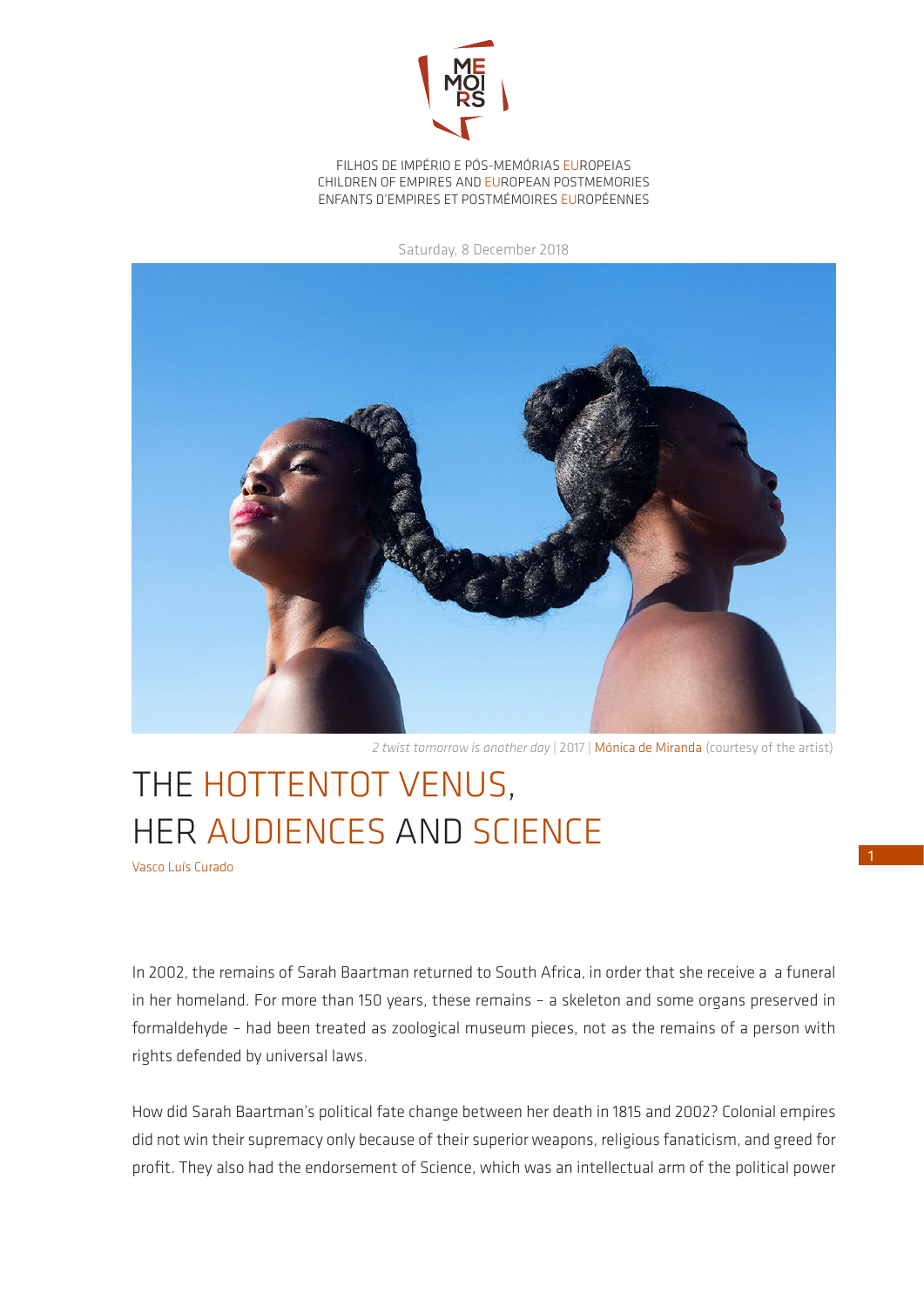FILHOS DE IMPÉRIO E PÓS-MEMÓRIAS EUROPEIAS
CHILDREN OF EMPIRES AND EUROPEAN POSTMEMORIES
ENFANTS D'EMPIRES ET POSTMÉMOIRES EUROPÉENNES

Saturday, 8 December 2018

*2 twist tomorrow is another day* | 2017 | Mónica de Miranda (courtesy of the artist)

# THE HOTTENTOT VENUS, HER AUDIENCES AND SCIENCE

Vasco Luís Curado

In 2002, the remains of Sarah Baartman returned to South Africa, in order that she receive a a funeral in her homeland. For more than 150 years, these remains – a skeleton and some organs preserved in formaldehyde – had been treated as zoological museum pieces, not as the remains of a person with rights defended by universal laws.

How did Sarah Baartman's political fate change between her death in 1815 and 2002? Colonial empires did not win their supremacy only because of their superior weapons, religious fanaticism, and greed for profit. They also had the endorsement of Science, which was an intellectual arm of the political power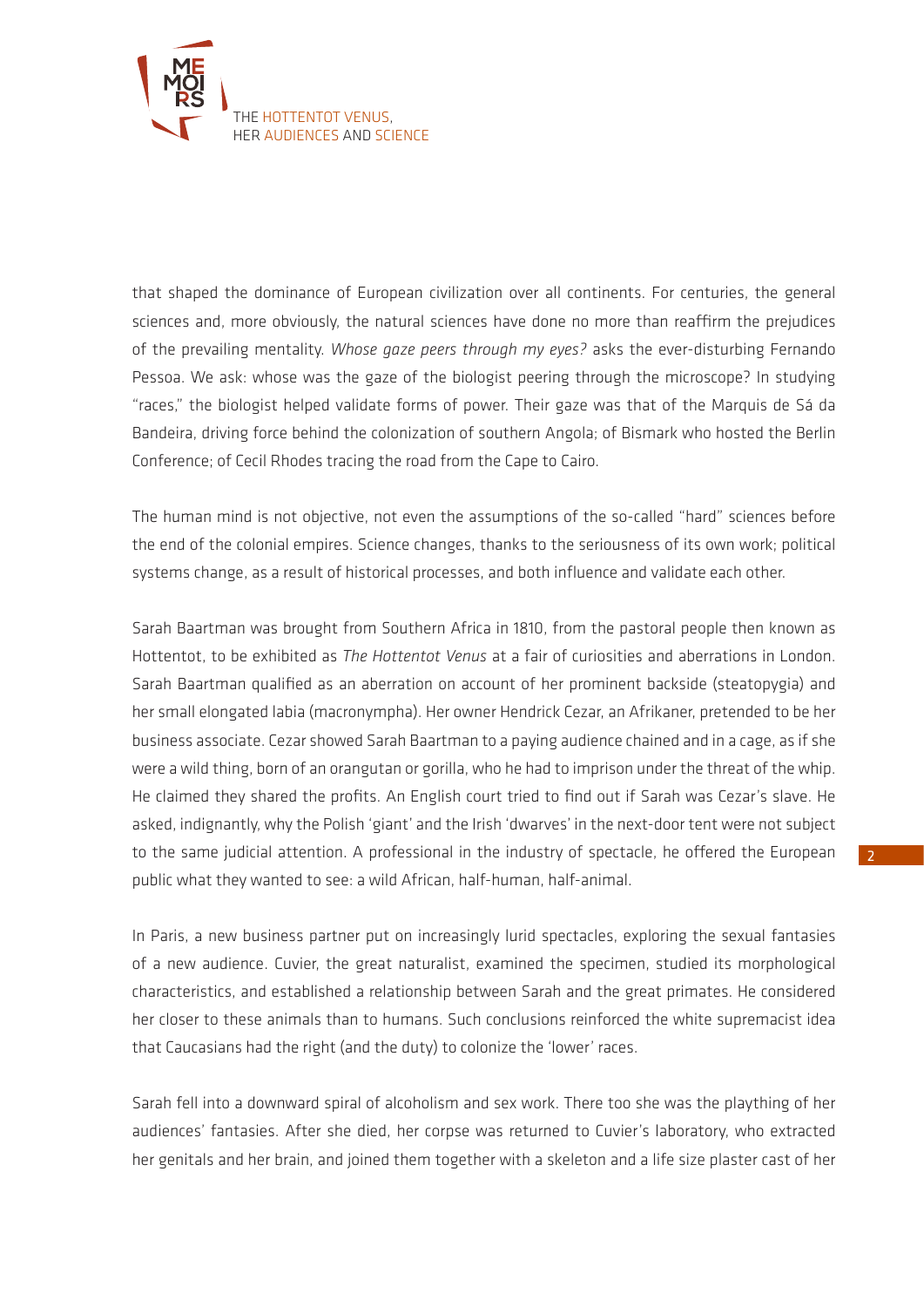that shaped the dominance of European civilization over all continents. For centuries, the general sciences and, more obviously, the natural sciences have done no more than reaffirm the prejudices of the prevailing mentality. *Whose gaze peers through my eyes?* asks the ever-disturbing Fernando Pessoa. We ask: whose was the gaze of the biologist peering through the microscope? In studying "races," the biologist helped validate forms of power. Their gaze was that of the Marquis de Sá da Bandeira, driving force behind the colonization of southern Angola; of Bismark who hosted the Berlin Conference; of Cecil Rhodes tracing the road from the Cape to Cairo.

The human mind is not objective, not even the assumptions of the so-called "hard" sciences before the end of the colonial empires. Science changes, thanks to the seriousness of its own work; political systems change, as a result of historical processes, and both influence and validate each other.

Sarah Baartman was brought from Southern Africa in 1810, from the pastoral people then known as Hottentot, to be exhibited as *The Hottentot Venus* at a fair of curiosities and aberrations in London. Sarah Baartman qualified as an aberration on account of her prominent backside (steatopygia) and her small elongated labia (macronympha). Her owner Hendrick Cezar, an Afrikaner, pretended to be her business associate. Cezar showed Sarah Baartman to a paying audience chained and in a cage, as if she were a wild thing, born of an orangutan or gorilla, who he had to imprison under the threat of the whip. He claimed they shared the profits. An English court tried to find out if Sarah was Cezar's slave. He asked, indignantly, why the Polish 'giant' and the Irish 'dwarves' in the next-door tent were not subject to the same judicial attention. A professional in the industry of spectacle, he offered the European public what they wanted to see: a wild African, half-human, half-animal.

In Paris, a new business partner put on increasingly lurid spectacles, exploring the sexual fantasies of a new audience. Cuvier, the great naturalist, examined the specimen, studied its morphological characteristics, and established a relationship between Sarah and the great primates. He considered her closer to these animals than to humans. Such conclusions reinforced the white supremacist idea that Caucasians had the right (and the duty) to colonize the 'lower' races.

Sarah fell into a downward spiral of alcoholism and sex work. There too she was the plaything of her audiences' fantasies. After she died, her corpse was returned to Cuvier's laboratory, who extracted her genitals and her brain, and joined them together with a skeleton and a life size plaster cast of her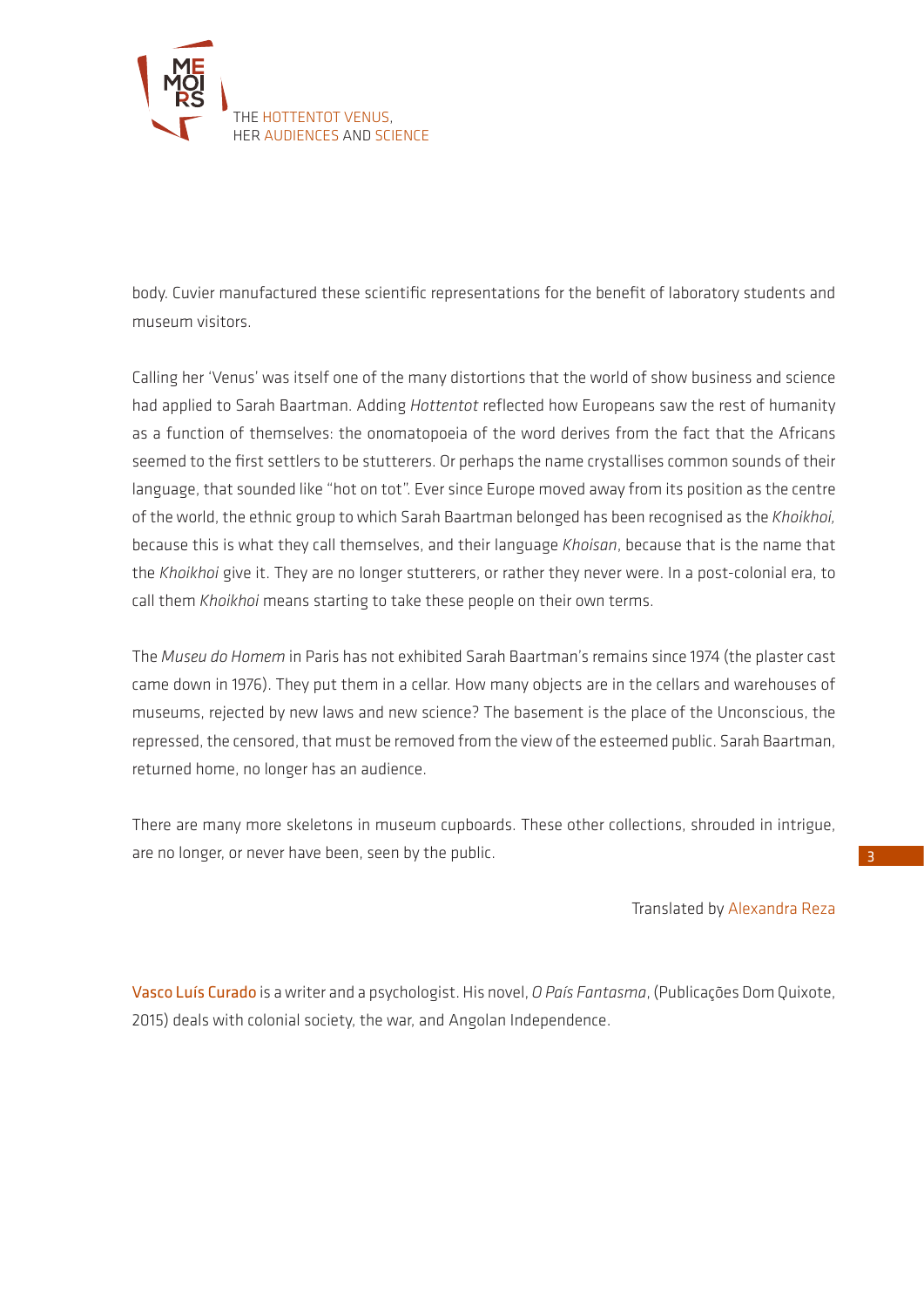body. Cuvier manufactured these scientific representations for the benefit of laboratory students and museum visitors.

Calling her 'Venus' was itself one of the many distortions that the world of show business and science had applied to Sarah Baartman. Adding *Hottentot* reflected how Europeans saw the rest of humanity as a function of themselves: the onomatopoeia of the word derives from the fact that the Africans seemed to the first settlers to be stutterers. Or perhaps the name crystallises common sounds of their language, that sounded like "hot on tot". Ever since Europe moved away from its position as the centre of the world, the ethnic group to which Sarah Baartman belonged has been recognised as the *Khoikhoi,* because this is what they call themselves, and their language *Khoisan*, because that is the name that the *Khoikhoi* give it. They are no longer stutterers, or rather they never were. In a post-colonial era, to call them *Khoikhoi* means starting to take these people on their own terms.

The *Museu do Homem* in Paris has not exhibited Sarah Baartman's remains since 1974 (the plaster cast came down in 1976). They put them in a cellar. How many objects are in the cellars and warehouses of museums, rejected by new laws and new science? The basement is the place of the Unconscious, the repressed, the censored, that must be removed from the view of the esteemed public. Sarah Baartman, returned home, no longer has an audience.

There are many more skeletons in museum cupboards. These other collections, shrouded in intrigue, are no longer, or never have been, seen by the public.

Translated by Alexandra Reza

Vasco Luís Curado is a writer and a psychologist. His novel, *O País Fantasma*, (Publicações Dom Quixote, 2015) deals with colonial society, the war, and Angolan Independence.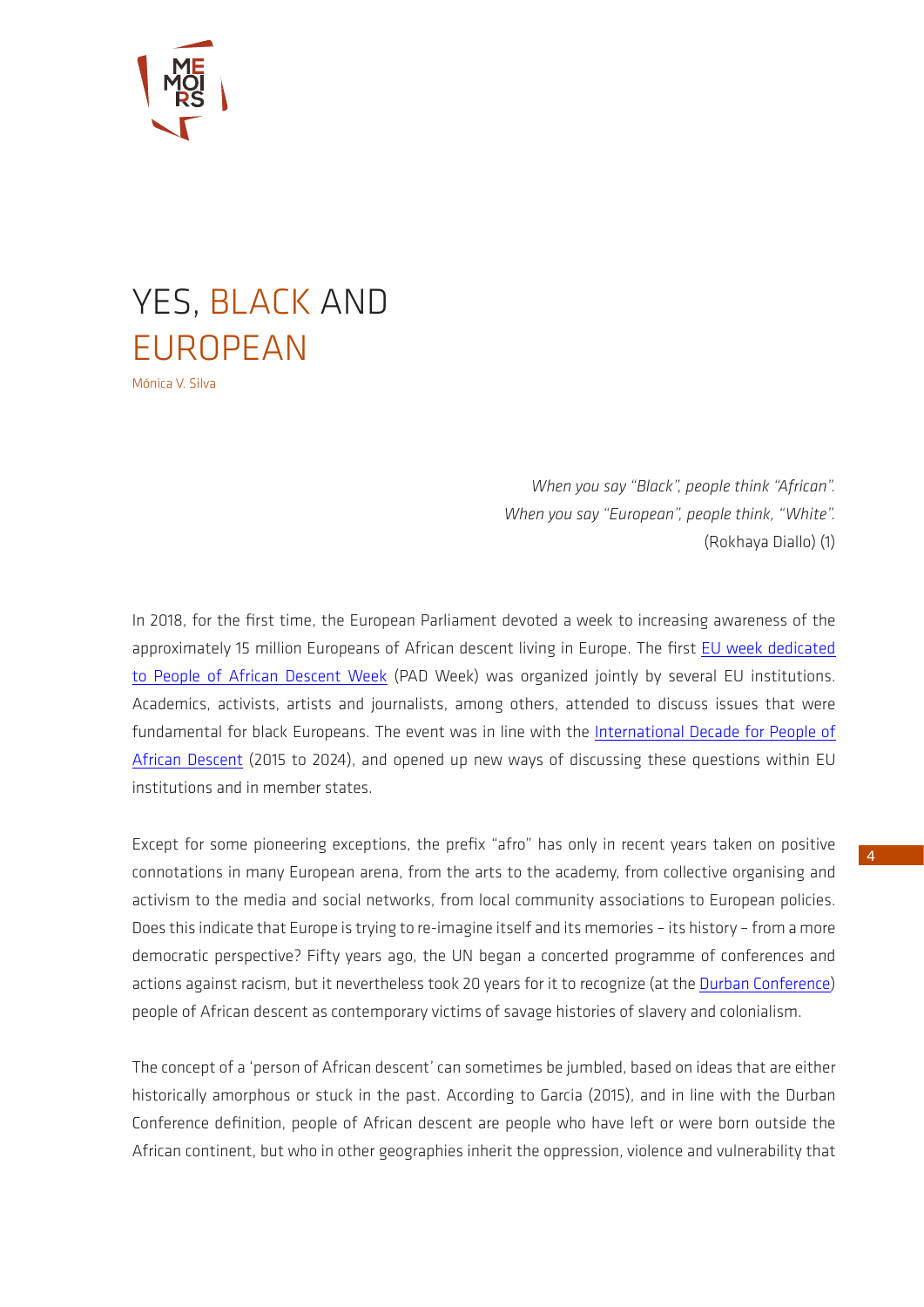# YES, BLACK AND EUROPEAN

Mónica V. Silva

> *When you say "Black", people think "African".*
> *When you say "European", people think, "White".*
> (Rokhaya Diallo) (1)

In 2018, for the first time, the European Parliament devoted a week to increasing awareness of the approximately 15 million Europeans of African descent living in Europe. The first EU week dedicated to People of African Descent Week (PAD Week) was organized jointly by several EU institutions. Academics, activists, artists and journalists, among others, attended to discuss issues that were fundamental for black Europeans. The event was in line with the International Decade for People of African Descent (2015 to 2024), and opened up new ways of discussing these questions within EU institutions and in member states.

Except for some pioneering exceptions, the prefix "afro" has only in recent years taken on positive connotations in many European arena, from the arts to the academy, from collective organising and activism to the media and social networks, from local community associations to European policies. Does this indicate that Europe is trying to re-imagine itself and its memories – its history – from a more democratic perspective? Fifty years ago, the UN began a concerted programme of conferences and actions against racism, but it nevertheless took 20 years for it to recognize (at the Durban Conference) people of African descent as contemporary victims of savage histories of slavery and colonialism.

The concept of a 'person of African descent' can sometimes be jumbled, based on ideas that are either historically amorphous or stuck in the past. According to Garcia (2015), and in line with the Durban Conference definition, people of African descent are people who have left or were born outside the African continent, but who in other geographies inherit the oppression, violence and vulnerability that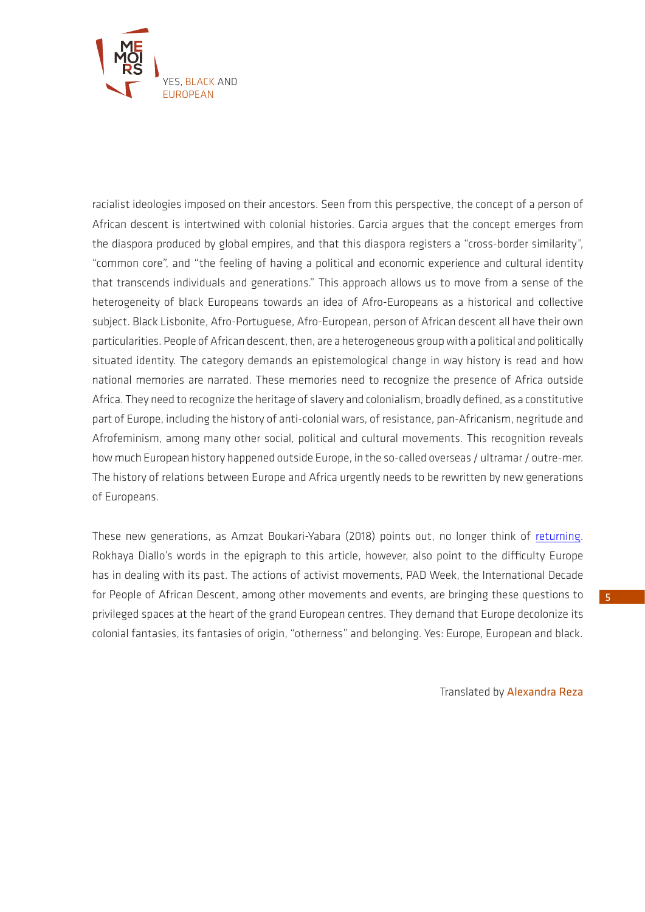racialist ideologies imposed on their ancestors. Seen from this perspective, the concept of a person of African descent is intertwined with colonial histories. Garcia argues that the concept emerges from the diaspora produced by global empires, and that this diaspora registers a "cross-border similarity", "common core", and "the feeling of having a political and economic experience and cultural identity that transcends individuals and generations." This approach allows us to move from a sense of the heterogeneity of black Europeans towards an idea of Afro-Europeans as a historical and collective subject. Black Lisbonite, Afro-Portuguese, Afro-European, person of African descent all have their own particularities. People of African descent, then, are a heterogeneous group with a political and politically situated identity. The category demands an epistemological change in way history is read and how national memories are narrated. These memories need to recognize the presence of Africa outside Africa. They need to recognize the heritage of slavery and colonialism, broadly defined, as a constitutive part of Europe, including the history of anti-colonial wars, of resistance, pan-Africanism, negritude and Afrofeminism, among many other social, political and cultural movements. This recognition reveals how much European history happened outside Europe, in the so-called overseas / ultramar / outre-mer. The history of relations between Europe and Africa urgently needs to be rewritten by new generations of Europeans.

These new generations, as Amzat Boukari-Yabara (2018) points out, no longer think of [returning](). Rokhaya Diallo's words in the epigraph to this article, however, also point to the difficulty Europe has in dealing with its past. The actions of activist movements, PAD Week, the International Decade for People of African Descent, among other movements and events, are bringing these questions to privileged spaces at the heart of the grand European centres. They demand that Europe decolonize its colonial fantasies, its fantasies of origin, "otherness" and belonging. Yes: Europe, European and black.

Translated by Alexandra Reza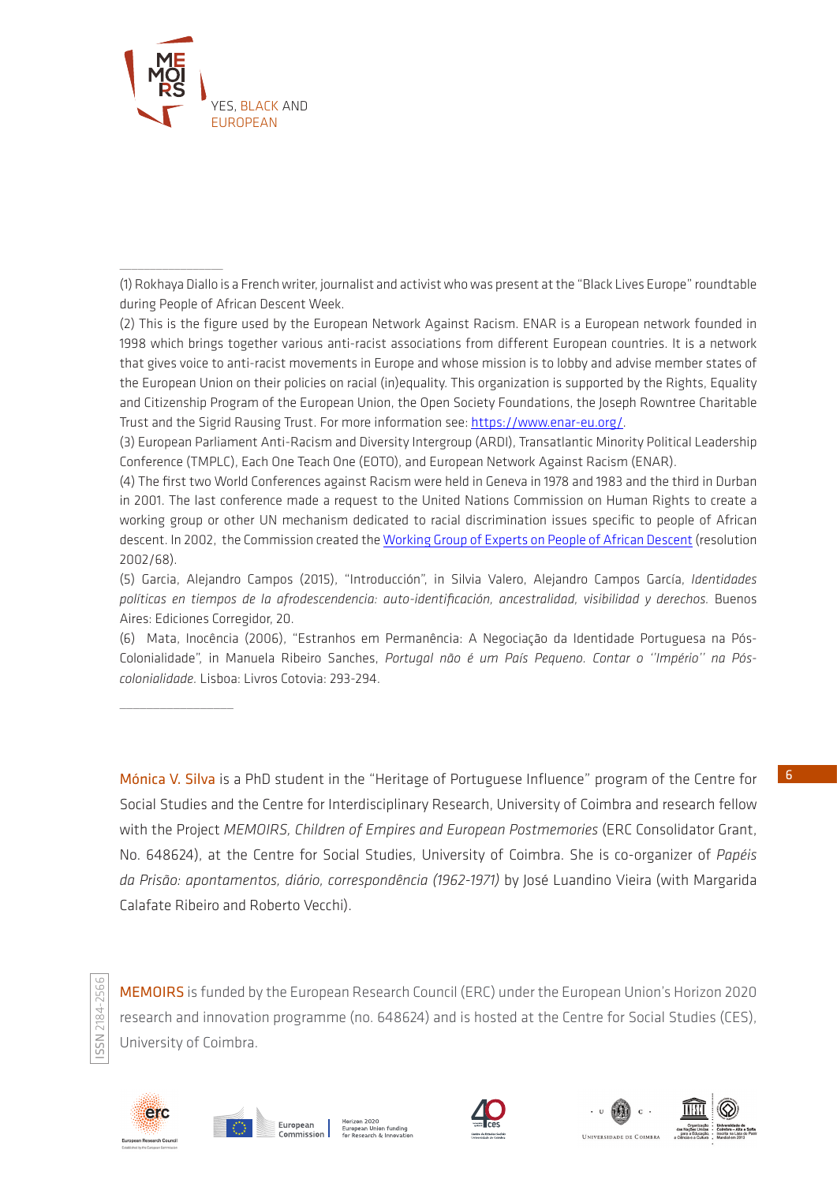(1) Rokhaya Diallo is a French writer, journalist and activist who was present at the "Black Lives Europe" roundtable during People of African Descent Week.

(2) This is the figure used by the European Network Against Racism. ENAR is a European network founded in 1998 which brings together various anti-racist associations from different European countries. It is a network that gives voice to anti-racist movements in Europe and whose mission is to lobby and advise member states of the European Union on their policies on racial (in)equality. This organization is supported by the Rights, Equality and Citizenship Program of the European Union, the Open Society Foundations, the Joseph Rowntree Charitable Trust and the Sigrid Rausing Trust. For more information see: https://www.enar-eu.org/.

(3) European Parliament Anti-Racism and Diversity Intergroup (ARDI), Transatlantic Minority Political Leadership Conference (TMPLC), Each One Teach One (EOTO), and European Network Against Racism (ENAR).

(4) The first two World Conferences against Racism were held in Geneva in 1978 and 1983 and the third in Durban in 2001. The last conference made a request to the United Nations Commission on Human Rights to create a working group or other UN mechanism dedicated to racial discrimination issues specific to people of African descent. In 2002, the Commission created the Working Group of Experts on People of African Descent (resolution 2002/68).

(5) Garcia, Alejandro Campos (2015), "Introducción", in Silvia Valero, Alejandro Campos García, *Identidades políticas en tiempos de la afrodescendencia: auto-identificación, ancestralidad, visibilidad y derechos.* Buenos Aires: Ediciones Corregidor, 20.

(6) Mata, Inocência (2006), "Estranhos em Permanência: A Negociação da Identidade Portuguesa na Pós-Colonialidade", in Manuela Ribeiro Sanches, *Portugal não é um País Pequeno. Contar o ''Império'' na Pós-colonialidade.* Lisboa: Livros Cotovia: 293-294.

---

Mónica V. Silva is a PhD student in the "Heritage of Portuguese Influence" program of the Centre for Social Studies and the Centre for Interdisciplinary Research, University of Coimbra and research fellow with the Project *MEMOIRS, Children of Empires and European Postmemories* (ERC Consolidator Grant, No. 648624), at the Centre for Social Studies, University of Coimbra. She is co-organizer of *Papéis da Prisão: apontamentos, diário, correspondência (1962-1971)* by José Luandino Vieira (with Margarida Calafate Ribeiro and Roberto Vecchi).

MEMOIRS is funded by the European Research Council (ERC) under the European Union's Horizon 2020 research and innovation programme (no. 648624) and is hosted at the Centre for Social Studies (CES), University of Coimbra.

ISSN 2184-2566